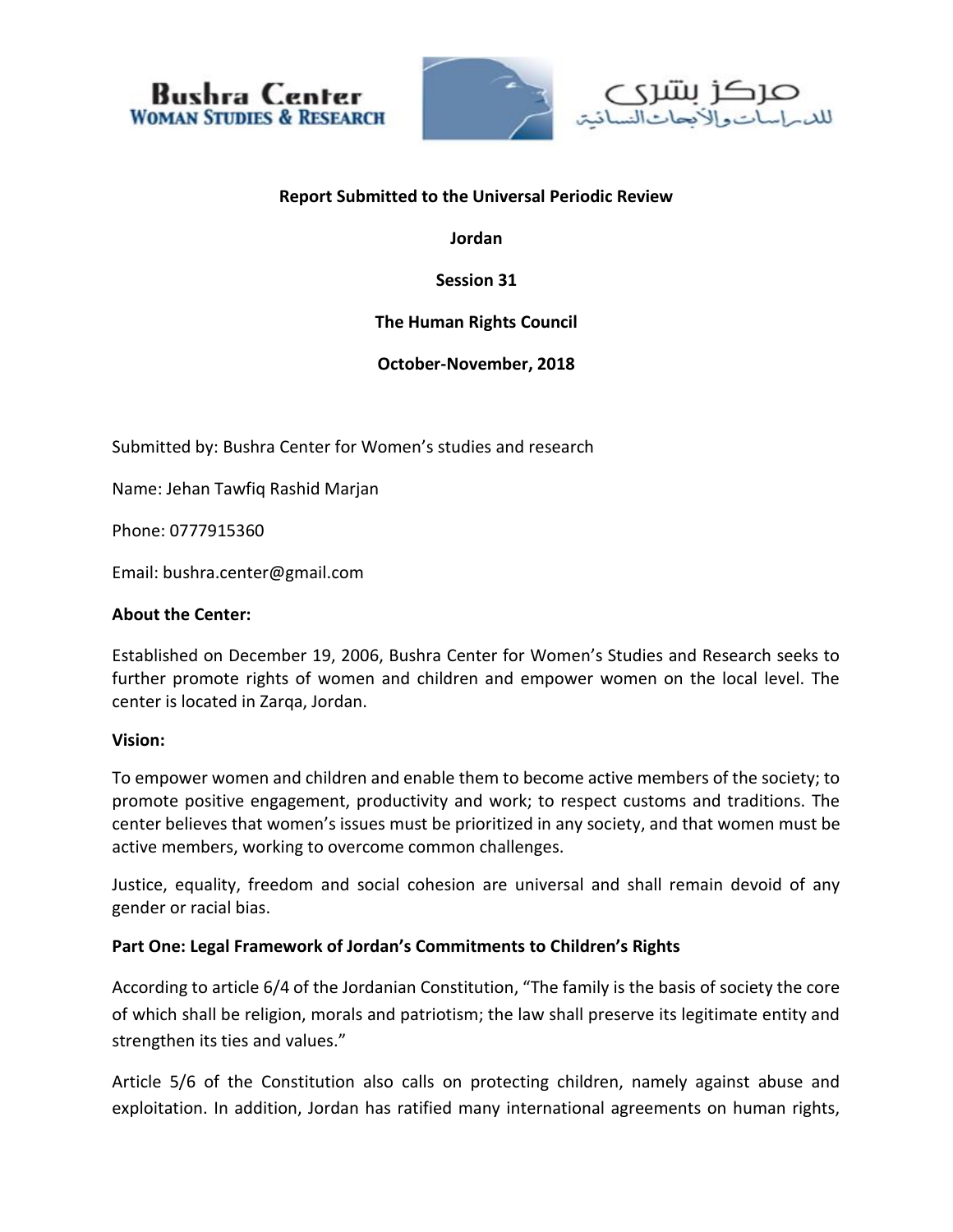Bushra Center
WOMAN STUDIES & RESEARCH

مركز بشرى
للدراسات والأبحاث النسائية

**Report Submitted to the Universal Periodic Review**

**Jordan**

**Session 31**

**The Human Rights Council**

**October-November, 2018**

Submitted by: Bushra Center for Women's studies and research

Name: Jehan Tawfiq Rashid Marjan

Phone: 0777915360

Email: bushra.center@gmail.com

**About the Center:**

Established on December 19, 2006, Bushra Center for Women's Studies and Research seeks to further promote rights of women and children and empower women on the local level. The center is located in Zarqa, Jordan.

**Vision:**

To empower women and children and enable them to become active members of the society; to promote positive engagement, productivity and work; to respect customs and traditions. The center believes that women's issues must be prioritized in any society, and that women must be active members, working to overcome common challenges.

Justice, equality, freedom and social cohesion are universal and shall remain devoid of any gender or racial bias.

**Part One: Legal Framework of Jordan's Commitments to Children's Rights**

According to article 6/4 of the Jordanian Constitution, "The family is the basis of society the core of which shall be religion, morals and patriotism; the law shall preserve its legitimate entity and strengthen its ties and values."

Article 5/6 of the Constitution also calls on protecting children, namely against abuse and exploitation. In addition, Jordan has ratified many international agreements on human rights,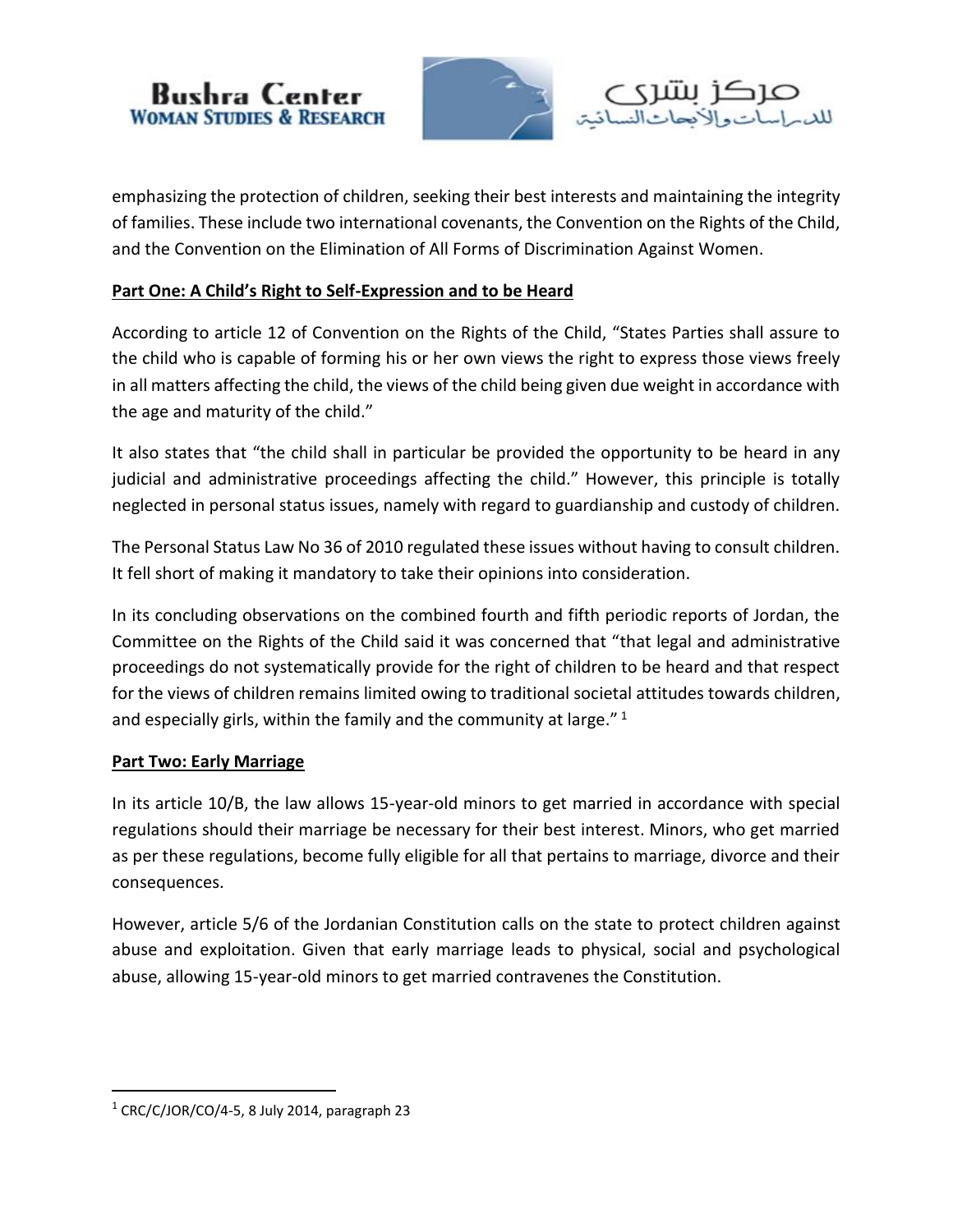emphasizing the protection of children, seeking their best interests and maintaining the integrity of families. These include two international covenants, the Convention on the Rights of the Child, and the Convention on the Elimination of All Forms of Discrimination Against Women.

**Part One: A Child's Right to Self-Expression and to be Heard**

According to article 12 of Convention on the Rights of the Child, "States Parties shall assure to the child who is capable of forming his or her own views the right to express those views freely in all matters affecting the child, the views of the child being given due weight in accordance with the age and maturity of the child."

It also states that "the child shall in particular be provided the opportunity to be heard in any judicial and administrative proceedings affecting the child." However, this principle is totally neglected in personal status issues, namely with regard to guardianship and custody of children.

The Personal Status Law No 36 of 2010 regulated these issues without having to consult children. It fell short of making it mandatory to take their opinions into consideration.

In its concluding observations on the combined fourth and fifth periodic reports of Jordan, the Committee on the Rights of the Child said it was concerned that "that legal and administrative proceedings do not systematically provide for the right of children to be heard and that respect for the views of children remains limited owing to traditional societal attitudes towards children, and especially girls, within the family and the community at large." [1]

**Part Two: Early Marriage**

In its article 10/B, the law allows 15-year-old minors to get married in accordance with special regulations should their marriage be necessary for their best interest. Minors, who get married as per these regulations, become fully eligible for all that pertains to marriage, divorce and their consequences.

However, article 5/6 of the Jordanian Constitution calls on the state to protect children against abuse and exploitation. Given that early marriage leads to physical, social and psychological abuse, allowing 15-year-old minors to get married contravenes the Constitution.

---

[1] CRC/C/JOR/CO/4-5, 8 July 2014, paragraph 23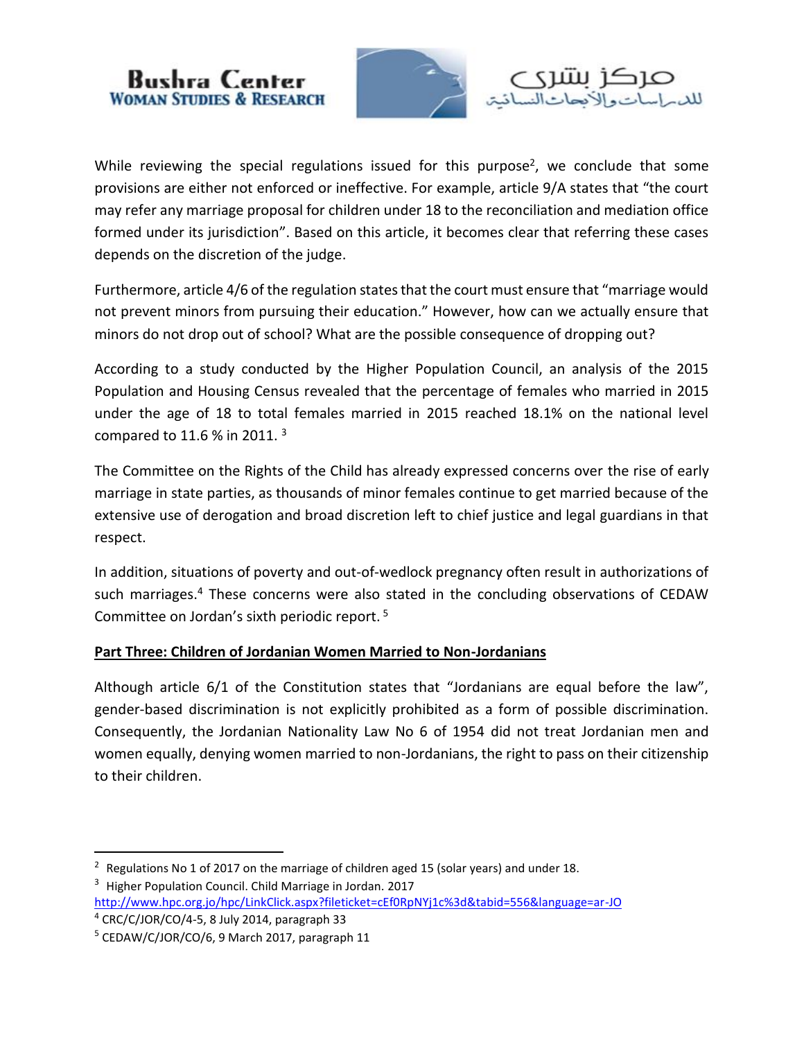While reviewing the special regulations issued for this purpose[2], we conclude that some provisions are either not enforced or ineffective. For example, article 9/A states that "the court may refer any marriage proposal for children under 18 to the reconciliation and mediation office formed under its jurisdiction". Based on this article, it becomes clear that referring these cases depends on the discretion of the judge.

Furthermore, article 4/6 of the regulation states that the court must ensure that "marriage would not prevent minors from pursuing their education." However, how can we actually ensure that minors do not drop out of school? What are the possible consequence of dropping out?

According to a study conducted by the Higher Population Council, an analysis of the 2015 Population and Housing Census revealed that the percentage of females who married in 2015 under the age of 18 to total females married in 2015 reached 18.1% on the national level compared to 11.6 % in 2011. [3]

The Committee on the Rights of the Child has already expressed concerns over the rise of early marriage in state parties, as thousands of minor females continue to get married because of the extensive use of derogation and broad discretion left to chief justice and legal guardians in that respect.

In addition, situations of poverty and out-of-wedlock pregnancy often result in authorizations of such marriages.[4] These concerns were also stated in the concluding observations of CEDAW Committee on Jordan's sixth periodic report. [5]

**Part Three: Children of Jordanian Women Married to Non-Jordanians**

Although article 6/1 of the Constitution states that "Jordanians are equal before the law", gender-based discrimination is not explicitly prohibited as a form of possible discrimination. Consequently, the Jordanian Nationality Law No 6 of 1954 did not treat Jordanian men and women equally, denying women married to non-Jordanians, the right to pass on their citizenship to their children.

---

[2] Regulations No 1 of 2017 on the marriage of children aged 15 (solar years) and under 18.

[3] Higher Population Council. Child Marriage in Jordan. 2017 http://www.hpc.org.jo/hpc/LinkClick.aspx?fileticket=cEf0RpNYj1c%3d&tabid=556&language=ar-JO

[4] CRC/C/JOR/CO/4-5, 8 July 2014, paragraph 33

[5] CEDAW/C/JOR/CO/6, 9 March 2017, paragraph 11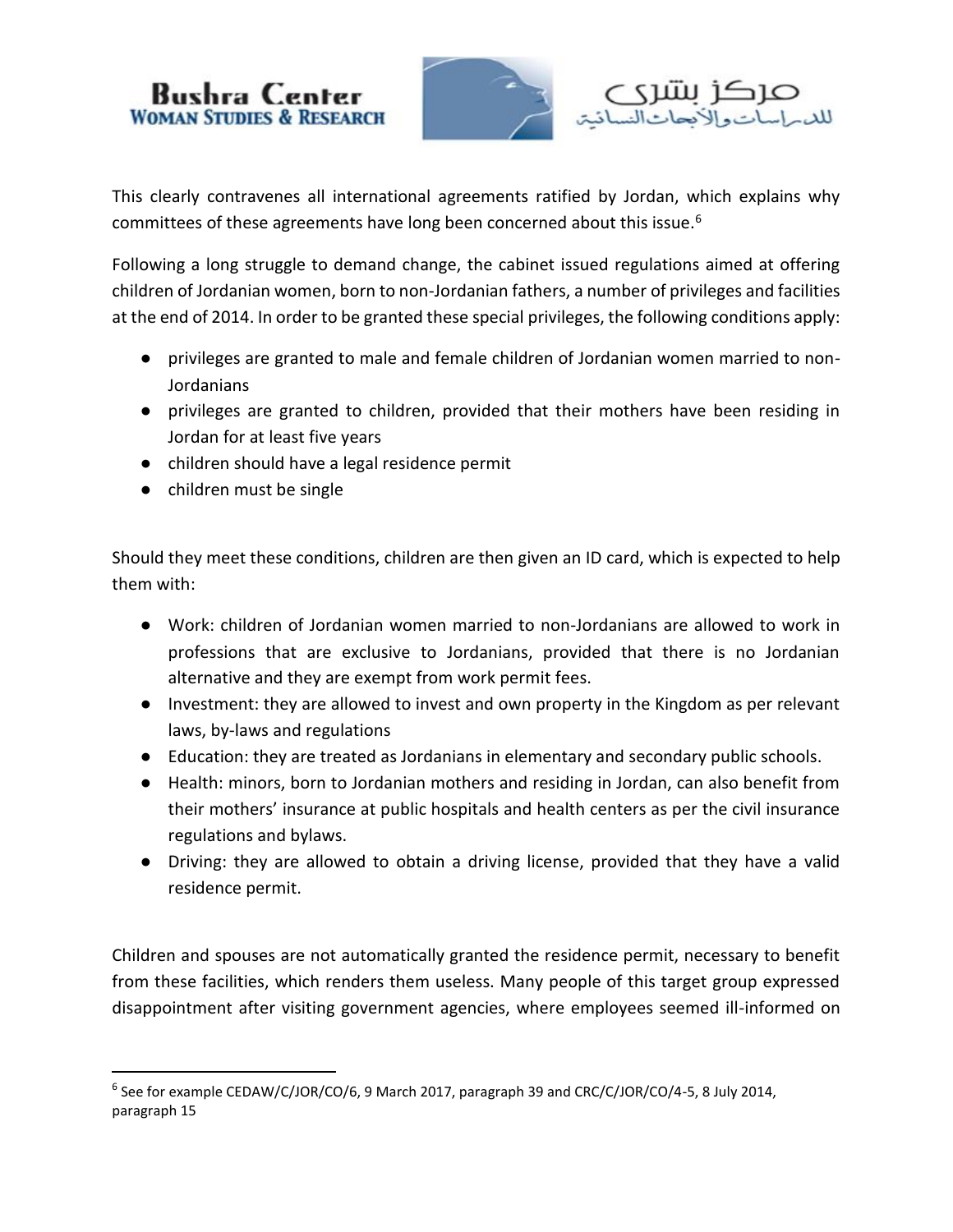This clearly contravenes all international agreements ratified by Jordan, which explains why committees of these agreements have long been concerned about this issue.[6]

Following a long struggle to demand change, the cabinet issued regulations aimed at offering children of Jordanian women, born to non-Jordanian fathers, a number of privileges and facilities at the end of 2014. In order to be granted these special privileges, the following conditions apply:

- privileges are granted to male and female children of Jordanian women married to non-Jordanians
- privileges are granted to children, provided that their mothers have been residing in Jordan for at least five years
- children should have a legal residence permit
- children must be single

Should they meet these conditions, children are then given an ID card, which is expected to help them with:

- Work: children of Jordanian women married to non-Jordanians are allowed to work in professions that are exclusive to Jordanians, provided that there is no Jordanian alternative and they are exempt from work permit fees.
- Investment: they are allowed to invest and own property in the Kingdom as per relevant laws, by-laws and regulations
- Education: they are treated as Jordanians in elementary and secondary public schools.
- Health: minors, born to Jordanian mothers and residing in Jordan, can also benefit from their mothers' insurance at public hospitals and health centers as per the civil insurance regulations and bylaws.
- Driving: they are allowed to obtain a driving license, provided that they have a valid residence permit.

Children and spouses are not automatically granted the residence permit, necessary to benefit from these facilities, which renders them useless. Many people of this target group expressed disappointment after visiting government agencies, where employees seemed ill-informed on

---

[6] See for example CEDAW/C/JOR/CO/6, 9 March 2017, paragraph 39 and CRC/C/JOR/CO/4-5, 8 July 2014, paragraph 15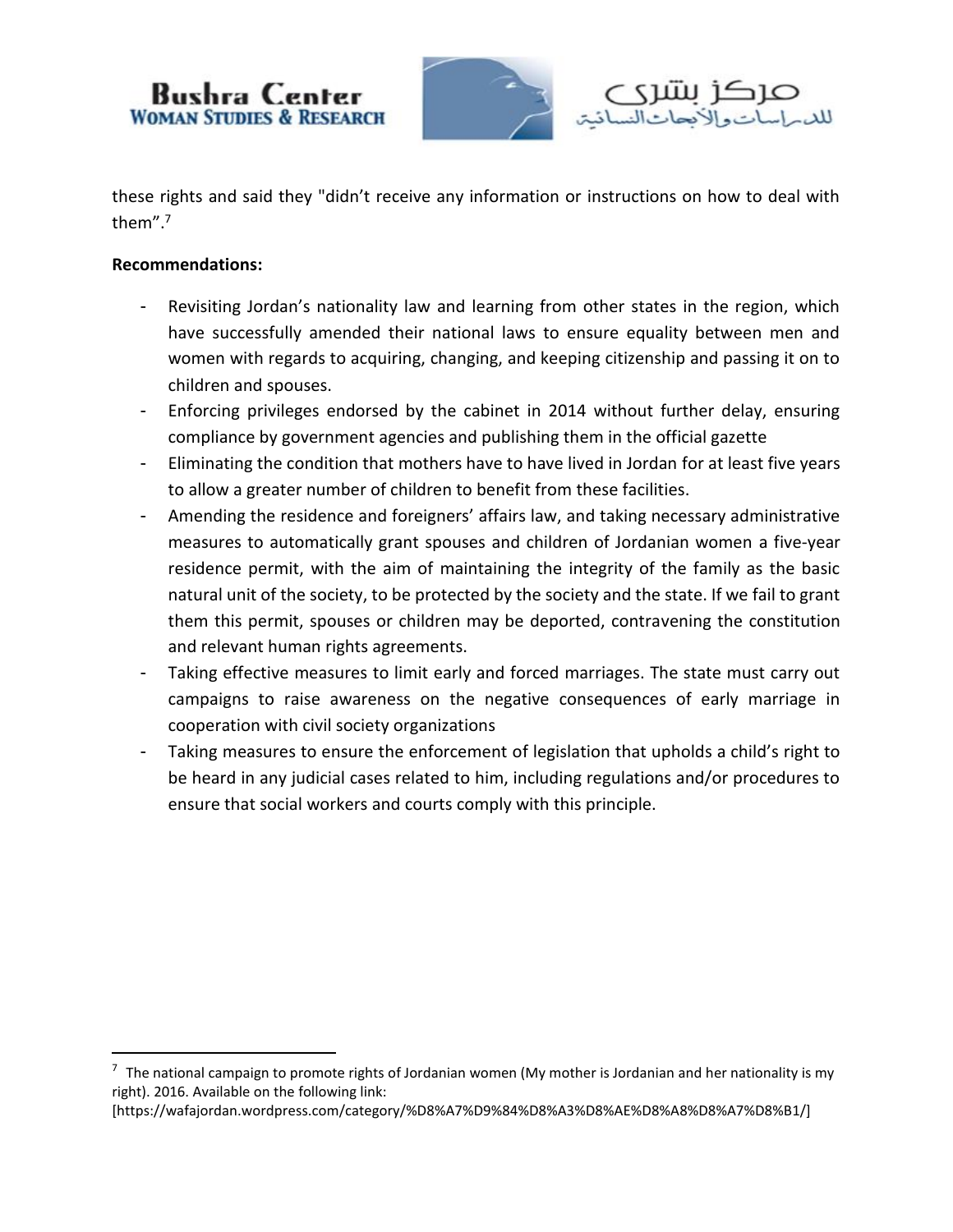these rights and said they "didn't receive any information or instructions on how to deal with them".[7]

**Recommendations:**

- Revisiting Jordan's nationality law and learning from other states in the region, which have successfully amended their national laws to ensure equality between men and women with regards to acquiring, changing, and keeping citizenship and passing it on to children and spouses.
- Enforcing privileges endorsed by the cabinet in 2014 without further delay, ensuring compliance by government agencies and publishing them in the official gazette
- Eliminating the condition that mothers have to have lived in Jordan for at least five years to allow a greater number of children to benefit from these facilities.
- Amending the residence and foreigners' affairs law, and taking necessary administrative measures to automatically grant spouses and children of Jordanian women a five-year residence permit, with the aim of maintaining the integrity of the family as the basic natural unit of the society, to be protected by the society and the state. If we fail to grant them this permit, spouses or children may be deported, contravening the constitution and relevant human rights agreements.
- Taking effective measures to limit early and forced marriages. The state must carry out campaigns to raise awareness on the negative consequences of early marriage in cooperation with civil society organizations
- Taking measures to ensure the enforcement of legislation that upholds a child's right to be heard in any judicial cases related to him, including regulations and/or procedures to ensure that social workers and courts comply with this principle.

---

[7] The national campaign to promote rights of Jordanian women (My mother is Jordanian and her nationality is my right). 2016. Available on the following link:
[https://wafajordan.wordpress.com/category/%D8%A7%D9%84%D8%A3%D8%AE%D8%A8%D8%A7%D8%B1/]